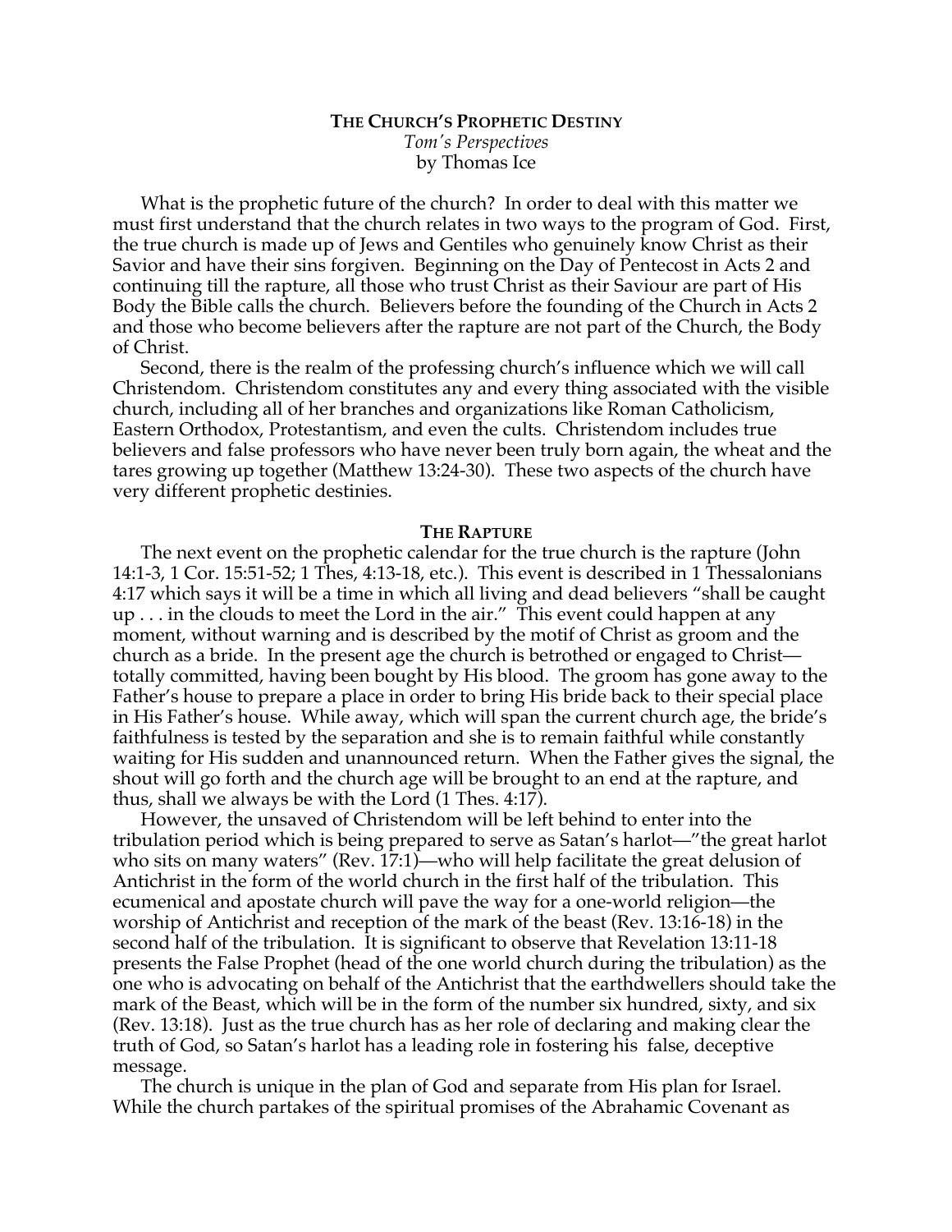# The Church's Prophetic Destiny

*Tom's Perspectives*

by Thomas Ice

What is the prophetic future of the church? In order to deal with this matter we must first understand that the church relates in two ways to the program of God. First, the true church is made up of Jews and Gentiles who genuinely know Christ as their Savior and have their sins forgiven. Beginning on the Day of Pentecost in Acts 2 and continuing till the rapture, all those who trust Christ as their Saviour are part of His Body the Bible calls the church. Believers before the founding of the Church in Acts 2 and those who become believers after the rapture are not part of the Church, the Body of Christ.

Second, there is the realm of the professing church's influence which we will call Christendom. Christendom constitutes any and every thing associated with the visible church, including all of her branches and organizations like Roman Catholicism, Eastern Orthodox, Protestantism, and even the cults. Christendom includes true believers and false professors who have never been truly born again, the wheat and the tares growing up together (Matthew 13:24-30). These two aspects of the church have very different prophetic destinies.

## The Rapture

The next event on the prophetic calendar for the true church is the rapture (John 14:1-3, 1 Cor. 15:51-52; 1 Thes, 4:13-18, etc.). This event is described in 1 Thessalonians 4:17 which says it will be a time in which all living and dead believers "shall be caught up . . . in the clouds to meet the Lord in the air." This event could happen at any moment, without warning and is described by the motif of Christ as groom and the church as a bride. In the present age the church is betrothed or engaged to Christ—totally committed, having been bought by His blood. The groom has gone away to the Father's house to prepare a place in order to bring His bride back to their special place in His Father's house. While away, which will span the current church age, the bride's faithfulness is tested by the separation and she is to remain faithful while constantly waiting for His sudden and unannounced return. When the Father gives the signal, the shout will go forth and the church age will be brought to an end at the rapture, and thus, shall we always be with the Lord (1 Thes. 4:17).

However, the unsaved of Christendom will be left behind to enter into the tribulation period which is being prepared to serve as Satan's harlot—"the great harlot who sits on many waters" (Rev. 17:1)—who will help facilitate the great delusion of Antichrist in the form of the world church in the first half of the tribulation. This ecumenical and apostate church will pave the way for a one-world religion—the worship of Antichrist and reception of the mark of the beast (Rev. 13:16-18) in the second half of the tribulation. It is significant to observe that Revelation 13:11-18 presents the False Prophet (head of the one world church during the tribulation) as the one who is advocating on behalf of the Antichrist that the earthdwellers should take the mark of the Beast, which will be in the form of the number six hundred, sixty, and six (Rev. 13:18). Just as the true church has as her role of declaring and making clear the truth of God, so Satan's harlot has a leading role in fostering his false, deceptive message.

The church is unique in the plan of God and separate from His plan for Israel. While the church partakes of the spiritual promises of the Abrahamic Covenant as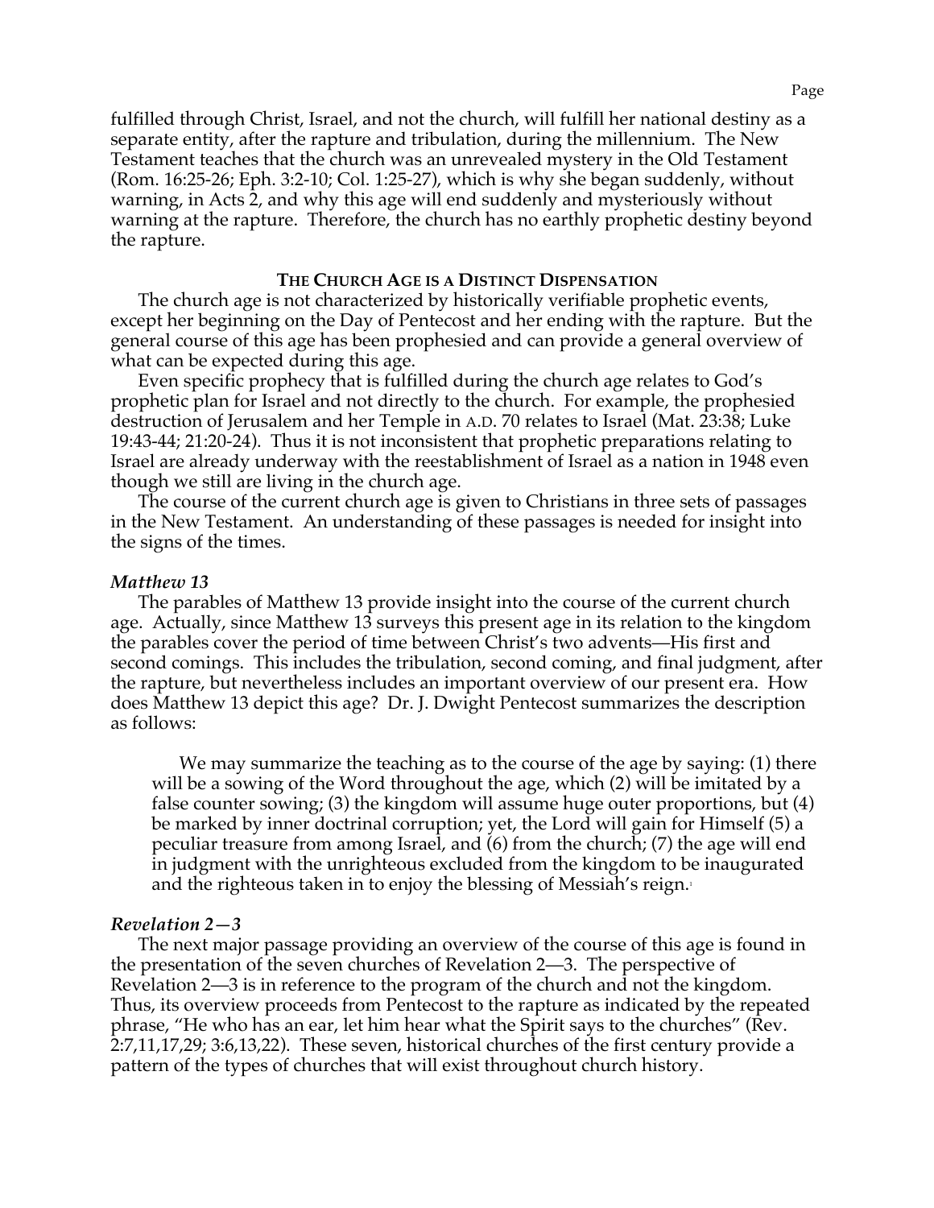fulfilled through Christ, Israel, and not the church, will fulfill her national destiny as a separate entity, after the rapture and tribulation, during the millennium. The New Testament teaches that the church was an unrevealed mystery in the Old Testament (Rom. 16:25-26; Eph. 3:2-10; Col. 1:25-27), which is why she began suddenly, without warning, in Acts 2, and why this age will end suddenly and mysteriously without warning at the rapture. Therefore, the church has no earthly prophetic destiny beyond the rapture.

## THE CHURCH AGE IS A DISTINCT DISPENSATION

The church age is not characterized by historically verifiable prophetic events, except her beginning on the Day of Pentecost and her ending with the rapture. But the general course of this age has been prophesied and can provide a general overview of what can be expected during this age.

Even specific prophecy that is fulfilled during the church age relates to God's prophetic plan for Israel and not directly to the church. For example, the prophesied destruction of Jerusalem and her Temple in A.D. 70 relates to Israel (Mat. 23:38; Luke 19:43-44; 21:20-24). Thus it is not inconsistent that prophetic preparations relating to Israel are already underway with the reestablishment of Israel as a nation in 1948 even though we still are living in the church age.

The course of the current church age is given to Christians in three sets of passages in the New Testament. An understanding of these passages is needed for insight into the signs of the times.

### *Matthew 13*

The parables of Matthew 13 provide insight into the course of the current church age. Actually, since Matthew 13 surveys this present age in its relation to the kingdom the parables cover the period of time between Christ's two advents—His first and second comings. This includes the tribulation, second coming, and final judgment, after the rapture, but nevertheless includes an important overview of our present era. How does Matthew 13 depict this age? Dr. J. Dwight Pentecost summarizes the description as follows:

> We may summarize the teaching as to the course of the age by saying: (1) there will be a sowing of the Word throughout the age, which (2) will be imitated by a false counter sowing; (3) the kingdom will assume huge outer proportions, but (4) be marked by inner doctrinal corruption; yet, the Lord will gain for Himself (5) a peculiar treasure from among Israel, and (6) from the church; (7) the age will end in judgment with the unrighteous excluded from the kingdom to be inaugurated and the righteous taken in to enjoy the blessing of Messiah's reign.[1]

### *Revelation 2—3*

The next major passage providing an overview of the course of this age is found in the presentation of the seven churches of Revelation 2—3. The perspective of Revelation 2—3 is in reference to the program of the church and not the kingdom. Thus, its overview proceeds from Pentecost to the rapture as indicated by the repeated phrase, "He who has an ear, let him hear what the Spirit says to the churches" (Rev. 2:7,11,17,29; 3:6,13,22). These seven, historical churches of the first century provide a pattern of the types of churches that will exist throughout church history.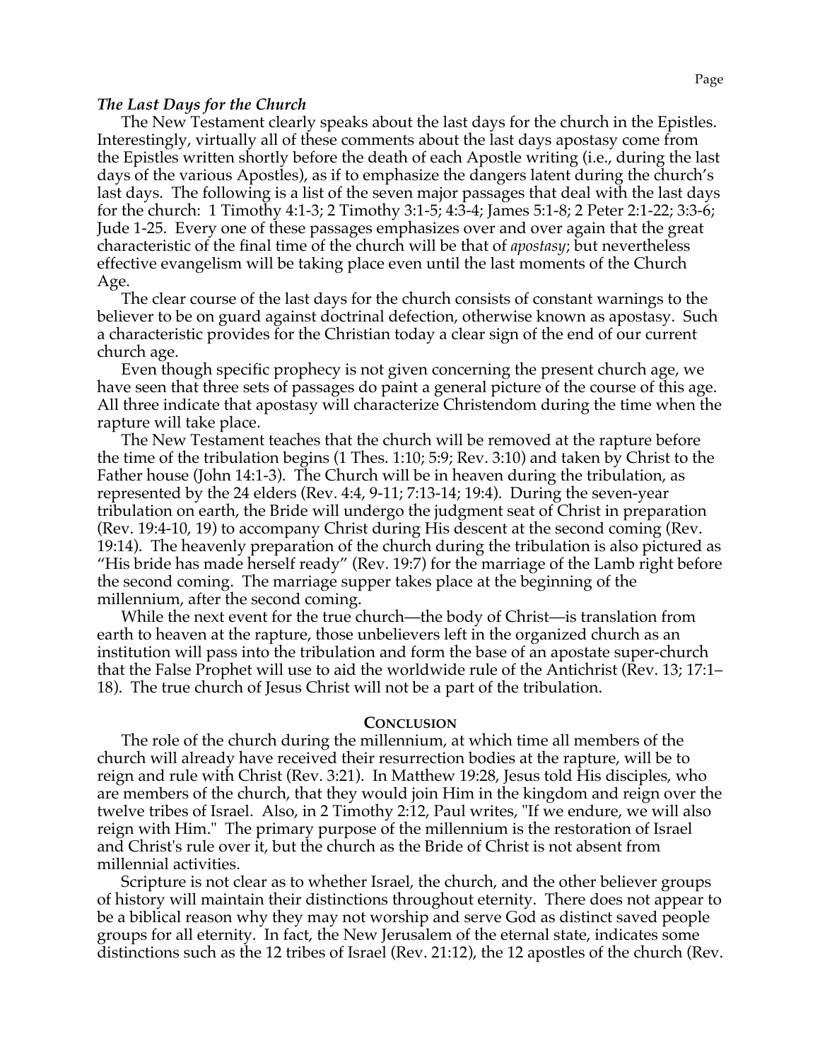### *The Last Days for the Church*

The New Testament clearly speaks about the last days for the church in the Epistles. Interestingly, virtually all of these comments about the last days apostasy come from the Epistles written shortly before the death of each Apostle writing (i.e., during the last days of the various Apostles), as if to emphasize the dangers latent during the church's last days. The following is a list of the seven major passages that deal with the last days for the church: 1 Timothy 4:1-3; 2 Timothy 3:1-5; 4:3-4; James 5:1-8; 2 Peter 2:1-22; 3:3-6; Jude 1-25. Every one of these passages emphasizes over and over again that the great characteristic of the final time of the church will be that of *apostasy*; but nevertheless effective evangelism will be taking place even until the last moments of the Church Age.

The clear course of the last days for the church consists of constant warnings to the believer to be on guard against doctrinal defection, otherwise known as apostasy. Such a characteristic provides for the Christian today a clear sign of the end of our current church age.

Even though specific prophecy is not given concerning the present church age, we have seen that three sets of passages do paint a general picture of the course of this age. All three indicate that apostasy will characterize Christendom during the time when the rapture will take place.

The New Testament teaches that the church will be removed at the rapture before the time of the tribulation begins (1 Thes. 1:10; 5:9; Rev. 3:10) and taken by Christ to the Father house (John 14:1-3). The Church will be in heaven during the tribulation, as represented by the 24 elders (Rev. 4:4, 9-11; 7:13-14; 19:4). During the seven-year tribulation on earth, the Bride will undergo the judgment seat of Christ in preparation (Rev. 19:4-10, 19) to accompany Christ during His descent at the second coming (Rev. 19:14). The heavenly preparation of the church during the tribulation is also pictured as "His bride has made herself ready" (Rev. 19:7) for the marriage of the Lamb right before the second coming. The marriage supper takes place at the beginning of the millennium, after the second coming.

While the next event for the true church—the body of Christ—is translation from earth to heaven at the rapture, those unbelievers left in the organized church as an institution will pass into the tribulation and form the base of an apostate super-church that the False Prophet will use to aid the worldwide rule of the Antichrist (Rev. 13; 17:1–18). The true church of Jesus Christ will not be a part of the tribulation.

## Conclusion

The role of the church during the millennium, at which time all members of the church will already have received their resurrection bodies at the rapture, will be to reign and rule with Christ (Rev. 3:21). In Matthew 19:28, Jesus told His disciples, who are members of the church, that they would join Him in the kingdom and reign over the twelve tribes of Israel. Also, in 2 Timothy 2:12, Paul writes, "If we endure, we will also reign with Him." The primary purpose of the millennium is the restoration of Israel and Christ's rule over it, but the church as the Bride of Christ is not absent from millennial activities.

Scripture is not clear as to whether Israel, the church, and the other believer groups of history will maintain their distinctions throughout eternity. There does not appear to be a biblical reason why they may not worship and serve God as distinct saved people groups for all eternity. In fact, the New Jerusalem of the eternal state, indicates some distinctions such as the 12 tribes of Israel (Rev. 21:12), the 12 apostles of the church (Rev.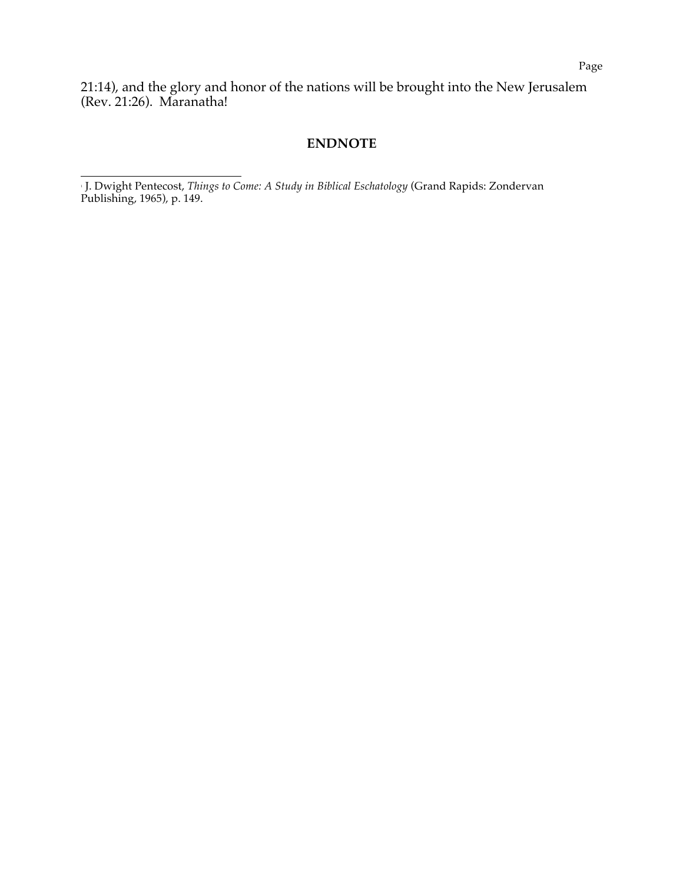21:14), and the glory and honor of the nations will be brought into the New Jerusalem (Rev. 21:26). Maranatha!

## ENDNOTE

---

[1] J. Dwight Pentecost, *Things to Come: A Study in Biblical Eschatology* (Grand Rapids: Zondervan Publishing, 1965), p. 149.